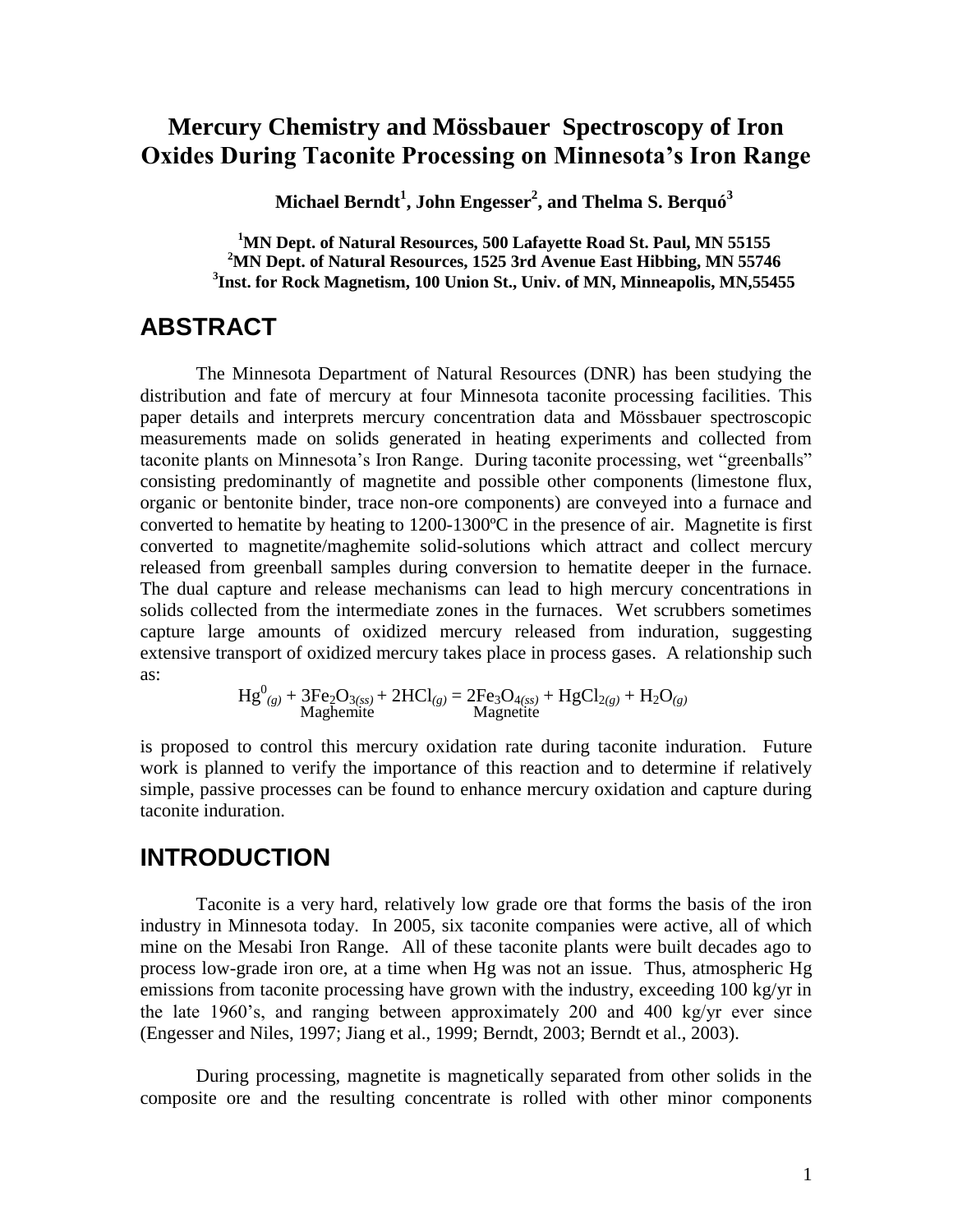# Mercury Chemistry and Mössbauer Spectroscopy of Iron Oxides During Taconite Processing on Minnesota's Iron Range

**Michael Berndt[1], John Engesser[2], and Thelma S. Berquó[3]**

**[1]MN Dept. of Natural Resources, 500 Lafayette Road St. Paul, MN 55155**
**[2]MN Dept. of Natural Resources, 1525 3rd Avenue East Hibbing, MN 55746**
**[3]Inst. for Rock Magnetism, 100 Union St., Univ. of MN, Minneapolis, MN,55455**

## ABSTRACT

The Minnesota Department of Natural Resources (DNR) has been studying the distribution and fate of mercury at four Minnesota taconite processing facilities. This paper details and interprets mercury concentration data and Mössbauer spectroscopic measurements made on solids generated in heating experiments and collected from taconite plants on Minnesota's Iron Range. During taconite processing, wet "greenballs" consisting predominantly of magnetite and possible other components (limestone flux, organic or bentonite binder, trace non-ore components) are conveyed into a furnace and converted to hematite by heating to 1200-1300ºC in the presence of air. Magnetite is first converted to magnetite/maghemite solid-solutions which attract and collect mercury released from greenball samples during conversion to hematite deeper in the furnace. The dual capture and release mechanisms can lead to high mercury concentrations in solids collected from the intermediate zones in the furnaces. Wet scrubbers sometimes capture large amounts of oxidized mercury released from induration, suggesting extensive transport of oxidized mercury takes place in process gases. A relationship such as:

$$Hg^0_{(g)} + \underset{\text{Maghemite}}{3Fe_2O_{3(ss)}} + 2HCl_{(g)} = \underset{\text{Magnetite}}{2Fe_3O_{4(ss)}} + HgCl_{2(g)} + H_2O_{(g)}$$

is proposed to control this mercury oxidation rate during taconite induration. Future work is planned to verify the importance of this reaction and to determine if relatively simple, passive processes can be found to enhance mercury oxidation and capture during taconite induration.

## INTRODUCTION

Taconite is a very hard, relatively low grade ore that forms the basis of the iron industry in Minnesota today. In 2005, six taconite companies were active, all of which mine on the Mesabi Iron Range. All of these taconite plants were built decades ago to process low-grade iron ore, at a time when Hg was not an issue. Thus, atmospheric Hg emissions from taconite processing have grown with the industry, exceeding 100 kg/yr in the late 1960's, and ranging between approximately 200 and 400 kg/yr ever since (Engesser and Niles, 1997; Jiang et al., 1999; Berndt, 2003; Berndt et al., 2003).

During processing, magnetite is magnetically separated from other solids in the composite ore and the resulting concentrate is rolled with other minor components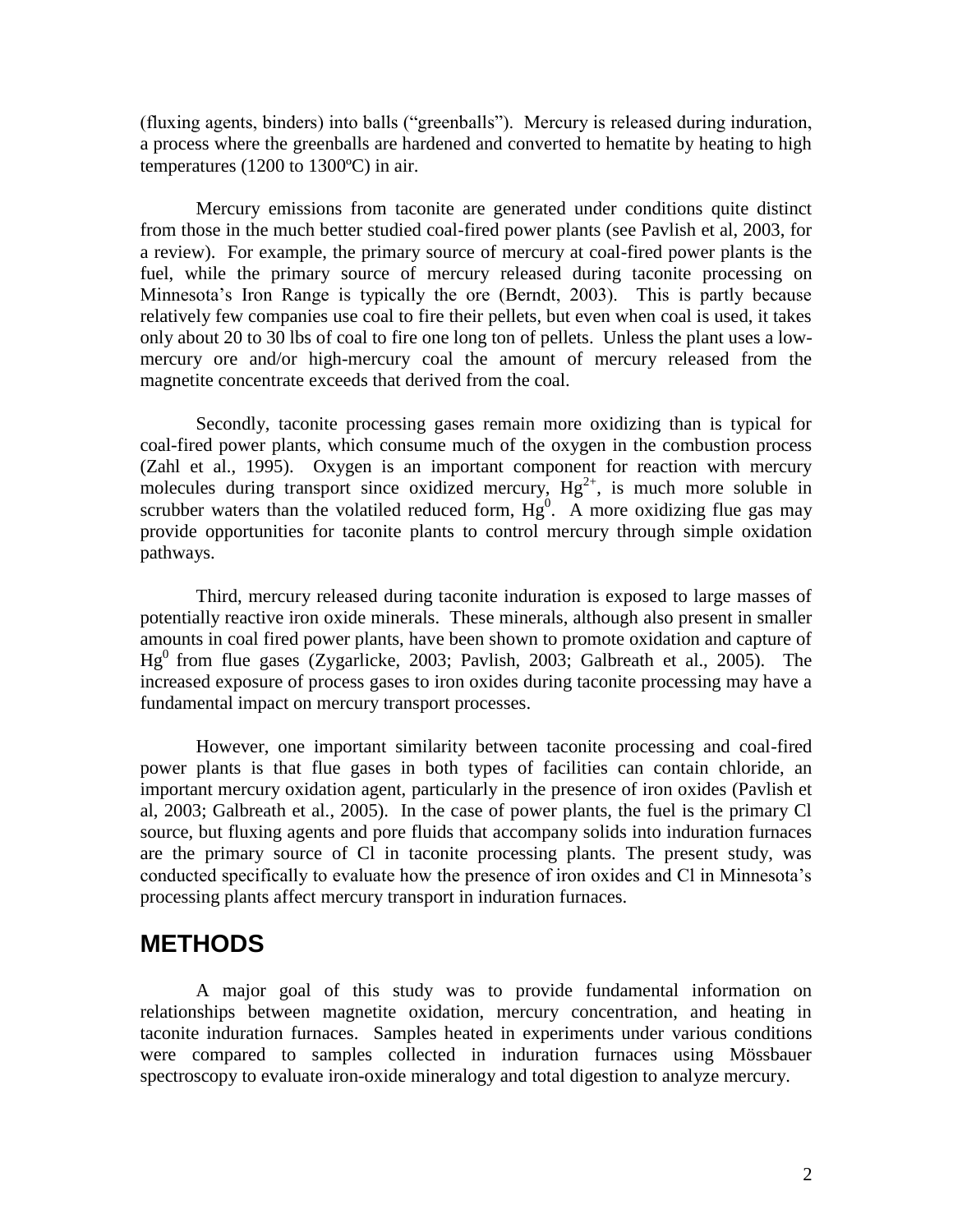(fluxing agents, binders) into balls ("greenballs"). Mercury is released during induration, a process where the greenballs are hardened and converted to hematite by heating to high temperatures (1200 to 1300ºC) in air.

Mercury emissions from taconite are generated under conditions quite distinct from those in the much better studied coal-fired power plants (see Pavlish et al, 2003, for a review). For example, the primary source of mercury at coal-fired power plants is the fuel, while the primary source of mercury released during taconite processing on Minnesota's Iron Range is typically the ore (Berndt, 2003). This is partly because relatively few companies use coal to fire their pellets, but even when coal is used, it takes only about 20 to 30 lbs of coal to fire one long ton of pellets. Unless the plant uses a low-mercury ore and/or high-mercury coal the amount of mercury released from the magnetite concentrate exceeds that derived from the coal.

Secondly, taconite processing gases remain more oxidizing than is typical for coal-fired power plants, which consume much of the oxygen in the combustion process (Zahl et al., 1995). Oxygen is an important component for reaction with mercury molecules during transport since oxidized mercury, $Hg^{2+}$, is much more soluble in scrubber waters than the volatiled reduced form, $Hg^0$. A more oxidizing flue gas may provide opportunities for taconite plants to control mercury through simple oxidation pathways.

Third, mercury released during taconite induration is exposed to large masses of potentially reactive iron oxide minerals. These minerals, although also present in smaller amounts in coal fired power plants, have been shown to promote oxidation and capture of $Hg^0$ from flue gases (Zygarlicke, 2003; Pavlish, 2003; Galbreath et al., 2005). The increased exposure of process gases to iron oxides during taconite processing may have a fundamental impact on mercury transport processes.

However, one important similarity between taconite processing and coal-fired power plants is that flue gases in both types of facilities can contain chloride, an important mercury oxidation agent, particularly in the presence of iron oxides (Pavlish et al, 2003; Galbreath et al., 2005). In the case of power plants, the fuel is the primary Cl source, but fluxing agents and pore fluids that accompany solids into induration furnaces are the primary source of Cl in taconite processing plants. The present study, was conducted specifically to evaluate how the presence of iron oxides and Cl in Minnesota's processing plants affect mercury transport in induration furnaces.

## METHODS

A major goal of this study was to provide fundamental information on relationships between magnetite oxidation, mercury concentration, and heating in taconite induration furnaces. Samples heated in experiments under various conditions were compared to samples collected in induration furnaces using Mössbauer spectroscopy to evaluate iron-oxide mineralogy and total digestion to analyze mercury.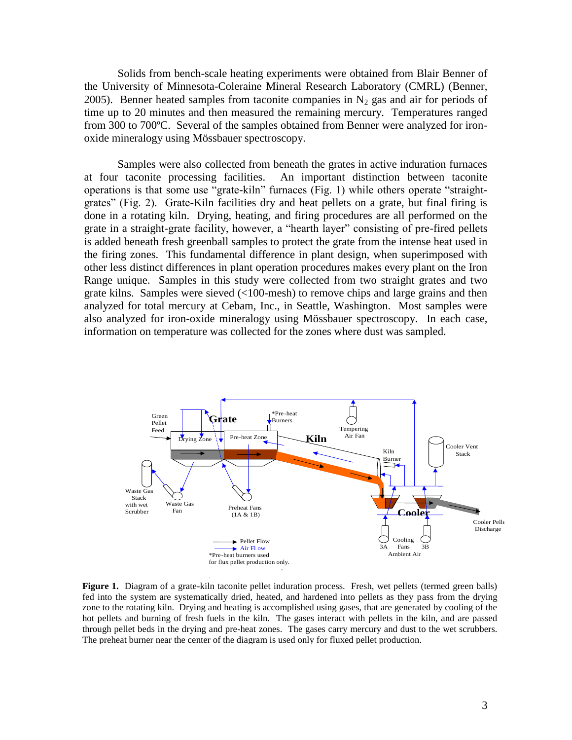Solids from bench-scale heating experiments were obtained from Blair Benner of the University of Minnesota-Coleraine Mineral Research Laboratory (CMRL) (Benner, 2005). Benner heated samples from taconite companies in $N_2$ gas and air for periods of time up to 20 minutes and then measured the remaining mercury. Temperatures ranged from 300 to 700ºC. Several of the samples obtained from Benner were analyzed for iron-oxide mineralogy using Mössbauer spectroscopy.

Samples were also collected from beneath the grates in active induration furnaces at four taconite processing facilities. An important distinction between taconite operations is that some use "grate-kiln" furnaces (Fig. 1) while others operate "straight-grates" (Fig. 2). Grate-Kiln facilities dry and heat pellets on a grate, but final firing is done in a rotating kiln. Drying, heating, and firing procedures are all performed on the grate in a straight-grate facility, however, a "hearth layer" consisting of pre-fired pellets is added beneath fresh greenball samples to protect the grate from the intense heat used in the firing zones. This fundamental difference in plant design, when superimposed with other less distinct differences in plant operation procedures makes every plant on the Iron Range unique. Samples in this study were collected from two straight grates and two grate kilns. Samples were sieved (<100-mesh) to remove chips and large grains and then analyzed for total mercury at Cebam, Inc., in Seattle, Washington. Most samples were also analyzed for iron-oxide mineralogy using Mössbauer spectroscopy. In each case, information on temperature was collected for the zones where dust was sampled.

**Figure 1.** Diagram of a grate-kiln taconite pellet induration process. Fresh, wet pellets (termed green balls) fed into the system are systematically dried, heated, and hardened into pellets as they pass from the drying zone to the rotating kiln. Drying and heating is accomplished using gases, that are generated by cooling of the hot pellets and burning of fresh fuels in the kiln. The gases interact with pellets in the kiln, and are passed through pellet beds in the drying and pre-heat zones. The gases carry mercury and dust to the wet scrubbers. The preheat burner near the center of the diagram is used only for fluxed pellet production.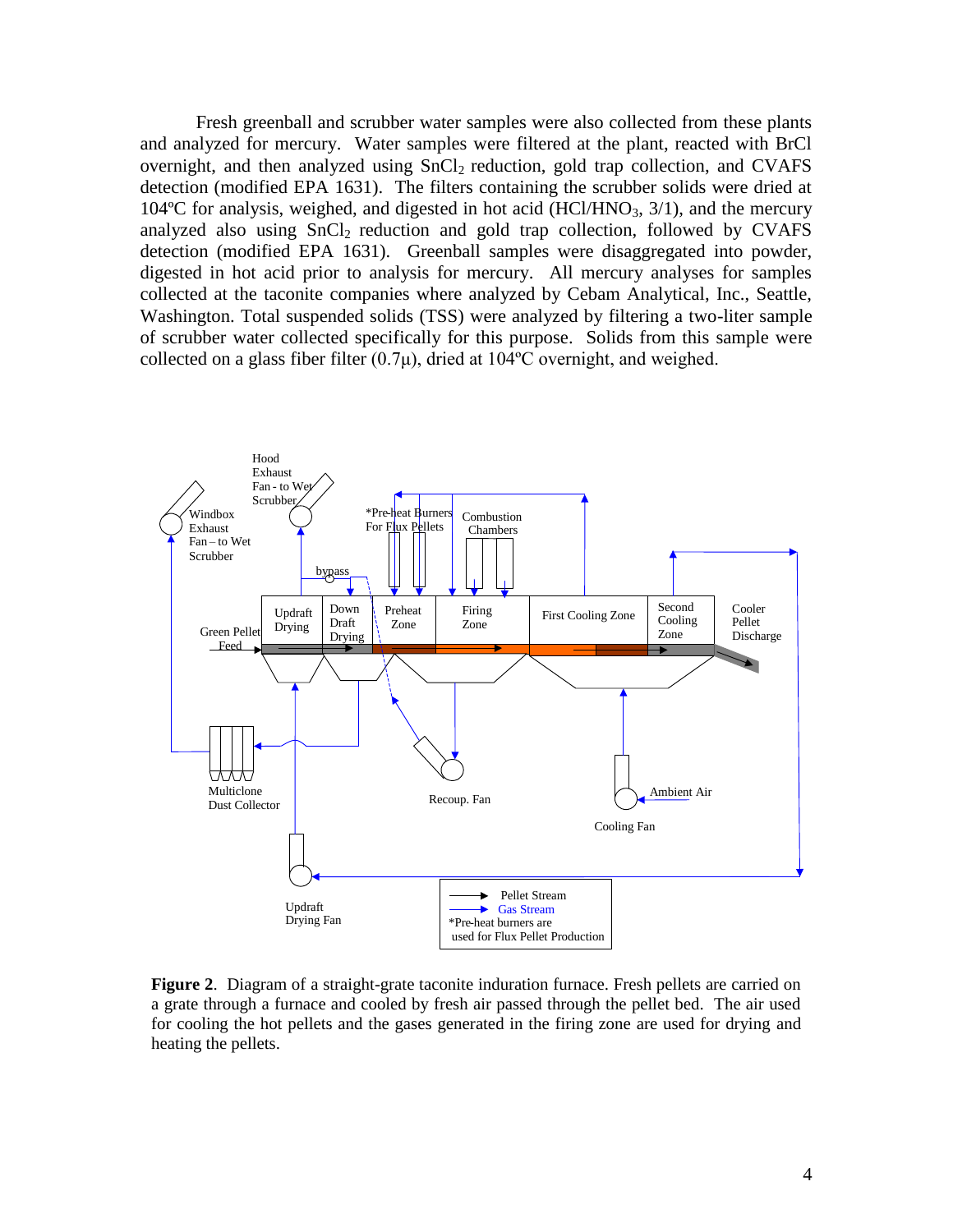Fresh greenball and scrubber water samples were also collected from these plants and analyzed for mercury. Water samples were filtered at the plant, reacted with BrCl overnight, and then analyzed using $SnCl_2$ reduction, gold trap collection, and CVAFS detection (modified EPA 1631). The filters containing the scrubber solids were dried at 104ºC for analysis, weighed, and digested in hot acid ($HCl/HNO_3$, 3/1), and the mercury analyzed also using $SnCl_2$ reduction and gold trap collection, followed by CVAFS detection (modified EPA 1631). Greenball samples were disaggregated into powder, digested in hot acid prior to analysis for mercury. All mercury analyses for samples collected at the taconite companies where analyzed by Cebam Analytical, Inc., Seattle, Washington. Total suspended solids (TSS) were analyzed by filtering a two-liter sample of scrubber water collected specifically for this purpose. Solids from this sample were collected on a glass fiber filter (0.7μ), dried at 104ºC overnight, and weighed.

Hood Exhaust Fan - to Wet Scrubber

Windbox Exhaust Fan – to Wet Scrubber

*Pre-heat Burners For Flux Pellets

Combustion Chambers

bypass

Green Pellet Feed

Updraft Drying

Down Draft Drying

Preheat Zone

Firing Zone

First Cooling Zone

Second Cooling Zone

Cooler Pellet Discharge

Multiclone Dust Collector

Recoup. Fan

Ambient Air

Cooling Fan

Updraft Drying Fan

Pellet Stream

Gas Stream

*Pre-heat burners are used for Flux Pellet Production

**Figure 2**. Diagram of a straight-grate taconite induration furnace. Fresh pellets are carried on a grate through a furnace and cooled by fresh air passed through the pellet bed. The air used for cooling the hot pellets and the gases generated in the firing zone are used for drying and heating the pellets.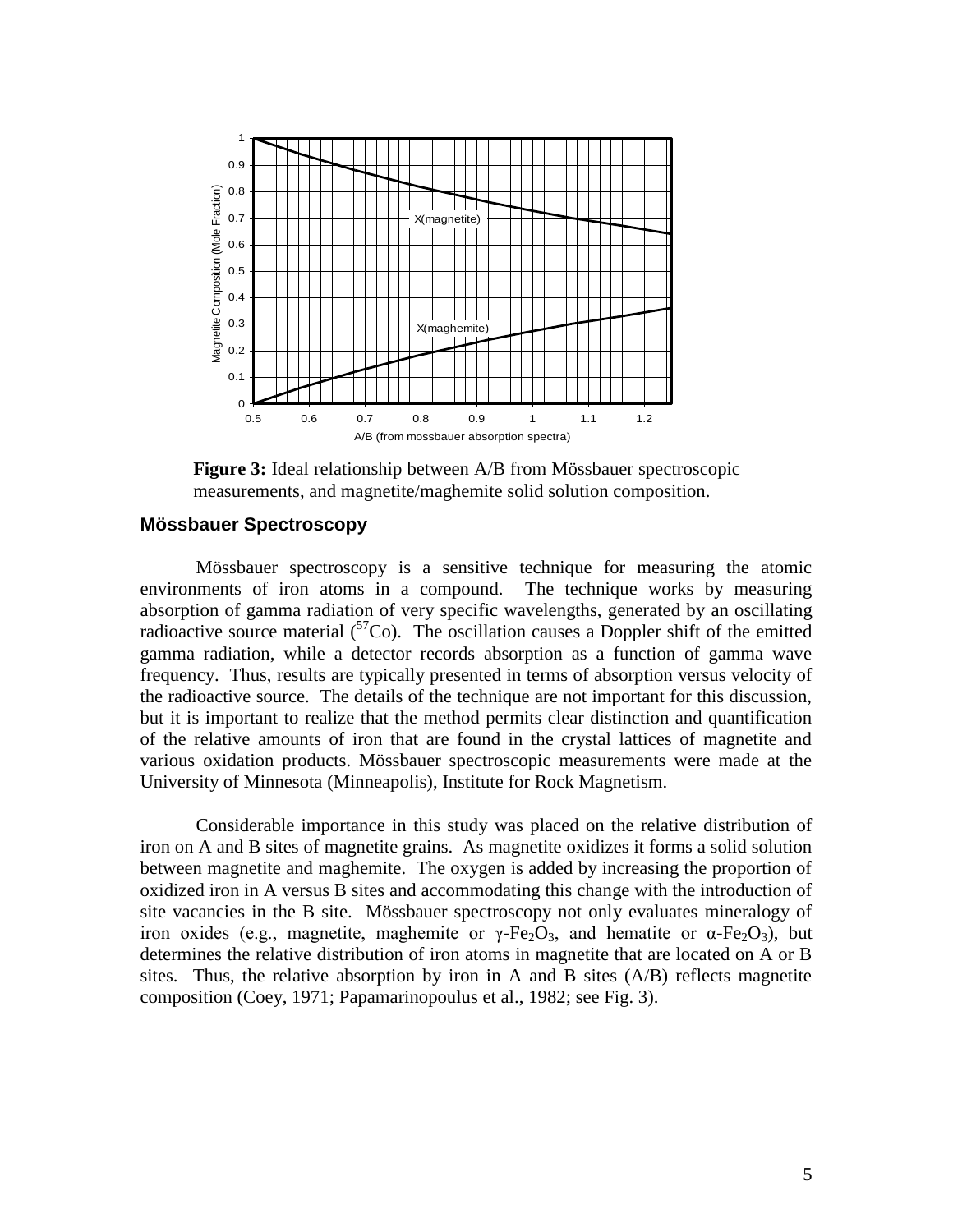**Figure 3:** Ideal relationship between A/B from Mössbauer spectroscopic measurements, and magnetite/maghemite solid solution composition.

## Mössbauer Spectroscopy

Mössbauer spectroscopy is a sensitive technique for measuring the atomic environments of iron atoms in a compound. The technique works by measuring absorption of gamma radiation of very specific wavelengths, generated by an oscillating radioactive source material ($^{57}Co$). The oscillation causes a Doppler shift of the emitted gamma radiation, while a detector records absorption as a function of gamma wave frequency. Thus, results are typically presented in terms of absorption versus velocity of the radioactive source. The details of the technique are not important for this discussion, but it is important to realize that the method permits clear distinction and quantification of the relative amounts of iron that are found in the crystal lattices of magnetite and various oxidation products. Mössbauer spectroscopic measurements were made at the University of Minnesota (Minneapolis), Institute for Rock Magnetism.

Considerable importance in this study was placed on the relative distribution of iron on A and B sites of magnetite grains. As magnetite oxidizes it forms a solid solution between magnetite and maghemite. The oxygen is added by increasing the proportion of oxidized iron in A versus B sites and accommodating this change with the introduction of site vacancies in the B site. Mössbauer spectroscopy not only evaluates mineralogy of iron oxides (e.g., magnetite, maghemite or $\gamma$-$Fe_2O_3$, and hematite or $\alpha$-$Fe_2O_3$), but determines the relative distribution of iron atoms in magnetite that are located on A or B sites. Thus, the relative absorption by iron in A and B sites (A/B) reflects magnetite composition (Coey, 1971; Papamarinopoulus et al., 1982; see Fig. 3).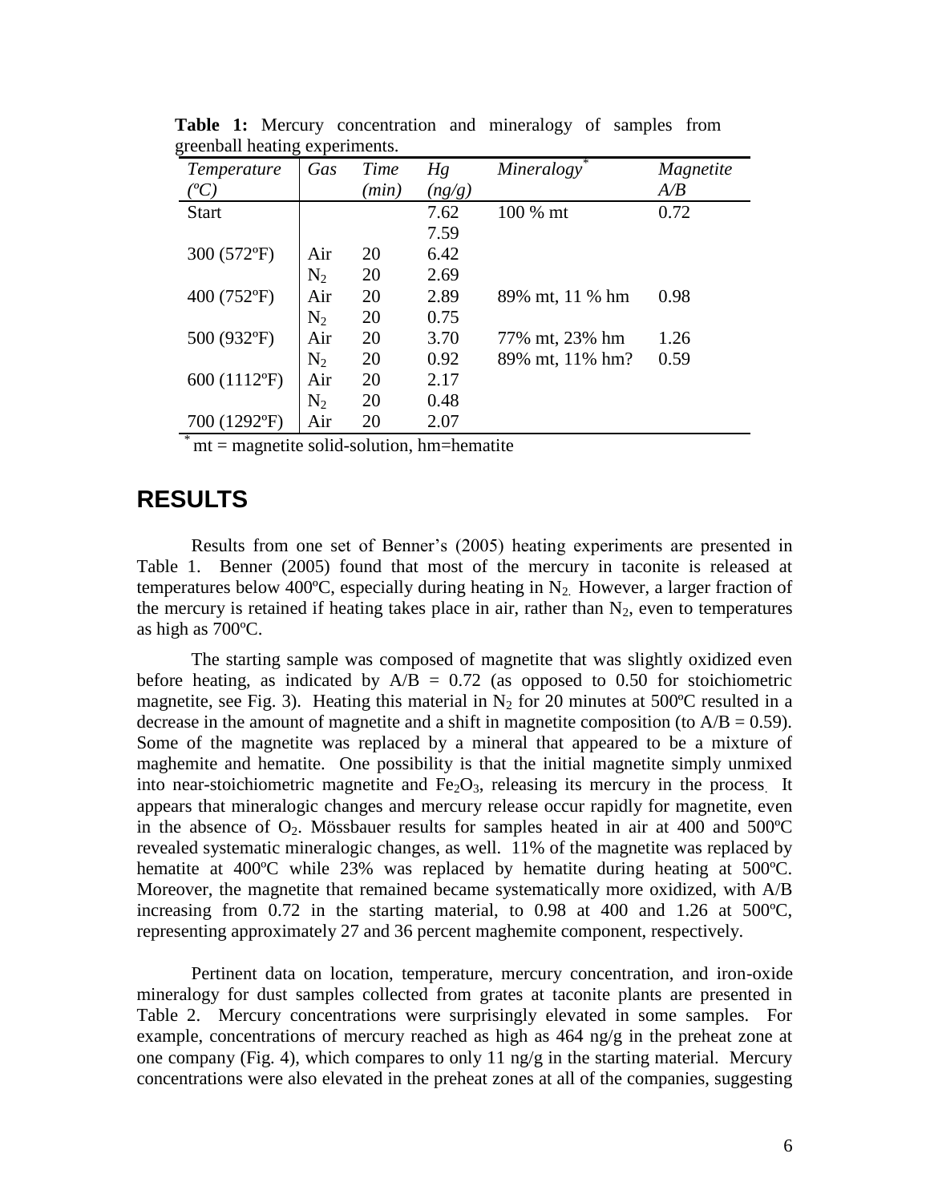**Table 1:** Mercury concentration and mineralogy of samples from greenball heating experiments.

| *Temperature (ºC)* | *Gas* | *Time (min)* | *Hg (ng/g)* | *Mineralogy*[*] | *Magnetite A/B* |
|---|---|---|---|---|---|
| Start | | | 7.62 | 100 % mt | 0.72 |
| | | | 7.59 | | |
| 300 (572ºF) | Air | 20 | 6.42 | | |
| | $N_2$ | 20 | 2.69 | | |
| 400 (752ºF) | Air | 20 | 2.89 | 89% mt, 11 % hm | 0.98 |
| | $N_2$ | 20 | 0.75 | | |
| 500 (932ºF) | Air | 20 | 3.70 | 77% mt, 23% hm | 1.26 |
| | $N_2$ | 20 | 0.92 | 89% mt, 11% hm? | 0.59 |
| 600 (1112ºF) | Air | 20 | 2.17 | | |
| | $N_2$ | 20 | 0.48 | | |
| 700 (1292ºF) | Air | 20 | 2.07 | | |

[*] mt = magnetite solid-solution, hm=hematite

## RESULTS

Results from one set of Benner's (2005) heating experiments are presented in Table 1. Benner (2005) found that most of the mercury in taconite is released at temperatures below 400ºC, especially during heating in $N_2$. However, a larger fraction of the mercury is retained if heating takes place in air, rather than $N_2$, even to temperatures as high as 700ºC.

The starting sample was composed of magnetite that was slightly oxidized even before heating, as indicated by A/B = 0.72 (as opposed to 0.50 for stoichiometric magnetite, see Fig. 3). Heating this material in $N_2$ for 20 minutes at 500ºC resulted in a decrease in the amount of magnetite and a shift in magnetite composition (to A/B = 0.59). Some of the magnetite was replaced by a mineral that appeared to be a mixture of maghemite and hematite. One possibility is that the initial magnetite simply unmixed into near-stoichiometric magnetite and $Fe_2O_3$, releasing its mercury in the process. It appears that mineralogic changes and mercury release occur rapidly for magnetite, even in the absence of $O_2$. Mössbauer results for samples heated in air at 400 and 500ºC revealed systematic mineralogic changes, as well. 11% of the magnetite was replaced by hematite at 400ºC while 23% was replaced by hematite during heating at 500ºC. Moreover, the magnetite that remained became systematically more oxidized, with A/B increasing from 0.72 in the starting material, to 0.98 at 400 and 1.26 at 500ºC, representing approximately 27 and 36 percent maghemite component, respectively.

Pertinent data on location, temperature, mercury concentration, and iron-oxide mineralogy for dust samples collected from grates at taconite plants are presented in Table 2. Mercury concentrations were surprisingly elevated in some samples. For example, concentrations of mercury reached as high as 464 ng/g in the preheat zone at one company (Fig. 4), which compares to only 11 ng/g in the starting material. Mercury concentrations were also elevated in the preheat zones at all of the companies, suggesting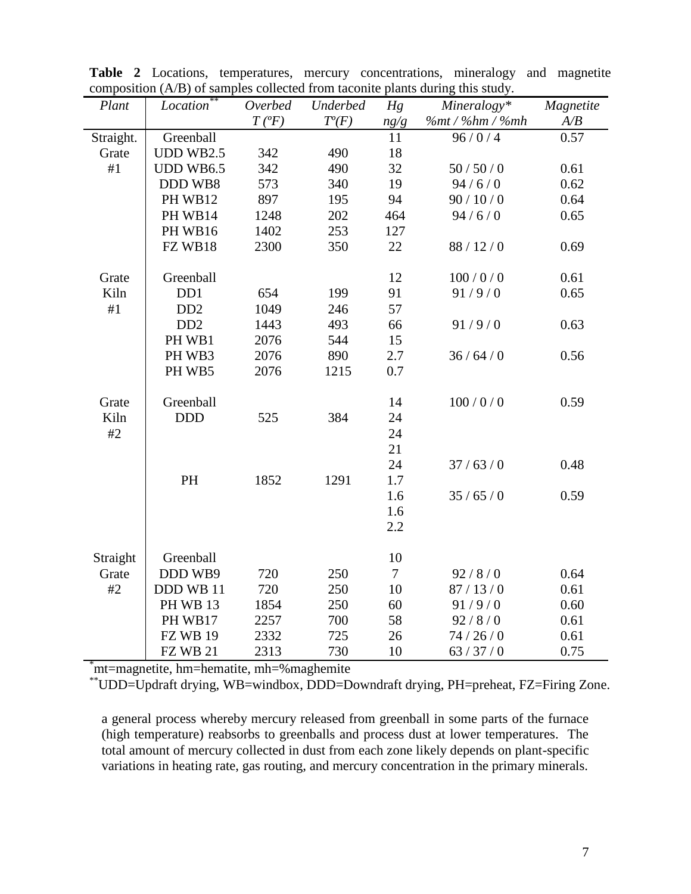**Table 2** Locations, temperatures, mercury concentrations, mineralogy and magnetite composition (A/B) of samples collected from taconite plants during this study.

| *Plant* | *Location*[**] | *Overbed T (ºF)* | *Underbed Tº(F)* | *Hg ng/g* | *Mineralogy* %mt / %hm / %mh* | *Magnetite A/B* |
|---|---|---|---|---|---|---|
| Straight. | Greenball | | | 11 | 96 / 0 / 4 | 0.57 |
| Grate | UDD WB2.5 | 342 | 490 | 18 | | |
| #1 | UDD WB6.5 | 342 | 490 | 32 | 50 / 50 / 0 | 0.61 |
| | DDD WB8 | 573 | 340 | 19 | 94 / 6 / 0 | 0.62 |
| | PH WB12 | 897 | 195 | 94 | 90 / 10 / 0 | 0.64 |
| | PH WB14 | 1248 | 202 | 464 | 94 / 6 / 0 | 0.65 |
| | PH WB16 | 1402 | 253 | 127 | | |
| | FZ WB18 | 2300 | 350 | 22 | 88 / 12 / 0 | 0.69 |
| | | | | | | |
| Grate | Greenball | | | 12 | 100 / 0 / 0 | 0.61 |
| Kiln | DD1 | 654 | 199 | 91 | 91 / 9 / 0 | 0.65 |
| #1 | DD2 | 1049 | 246 | 57 | | |
| | DD2 | 1443 | 493 | 66 | 91 / 9 / 0 | 0.63 |
| | PH WB1 | 2076 | 544 | 15 | | |
| | PH WB3 | 2076 | 890 | 2.7 | 36 / 64 / 0 | 0.56 |
| | PH WB5 | 2076 | 1215 | 0.7 | | |
| | | | | | | |
| Grate | Greenball | | | 14 | 100 / 0 / 0 | 0.59 |
| Kiln | DDD | 525 | 384 | 24 | | |
| #2 | | | | 24 | | |
| | | | | 21 | | |
| | | | | 24 | 37 / 63 / 0 | 0.48 |
| | PH | 1852 | 1291 | 1.7 | | |
| | | | | 1.6 | 35 / 65 / 0 | 0.59 |
| | | | | 1.6 | | |
| | | | | 2.2 | | |
| | | | | | | |
| Straight | Greenball | | | 10 | | |
| Grate | DDD WB9 | 720 | 250 | 7 | 92 / 8 / 0 | 0.64 |
| #2 | DDD WB 11 | 720 | 250 | 10 | 87 / 13 / 0 | 0.61 |
| | PH WB 13 | 1854 | 250 | 60 | 91 / 9 / 0 | 0.60 |
| | PH WB17 | 2257 | 700 | 58 | 92 / 8 / 0 | 0.61 |
| | FZ WB 19 | 2332 | 725 | 26 | 74 / 26 / 0 | 0.61 |
| | FZ WB 21 | 2313 | 730 | 10 | 63 / 37 / 0 | 0.75 |

[*]mt=magnetite, hm=hematite, mh=%maghemite

[**]UDD=Updraft drying, WB=windbox, DDD=Downdraft drying, PH=preheat, FZ=Firing Zone.

a general process whereby mercury released from greenball in some parts of the furnace (high temperature) reabsorbs to greenballs and process dust at lower temperatures. The total amount of mercury collected in dust from each zone likely depends on plant-specific variations in heating rate, gas routing, and mercury concentration in the primary minerals.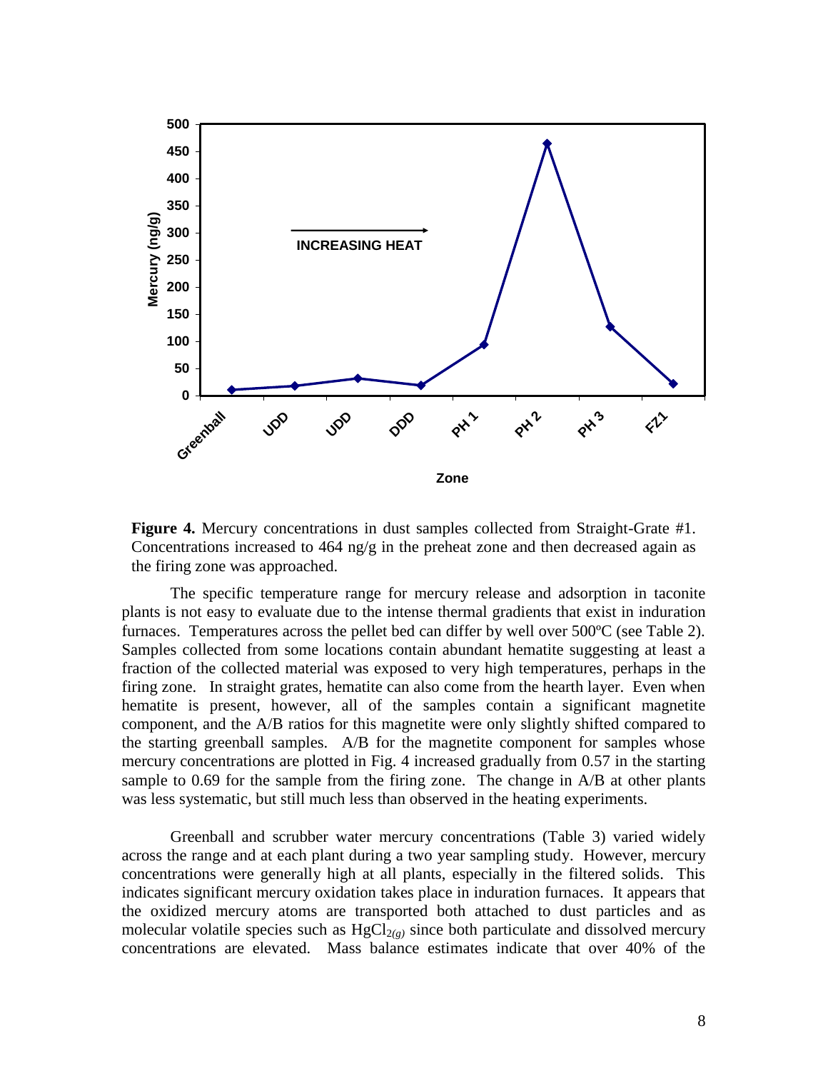**Figure 4.** Mercury concentrations in dust samples collected from Straight-Grate #1. Concentrations increased to 464 ng/g in the preheat zone and then decreased again as the firing zone was approached.

The specific temperature range for mercury release and adsorption in taconite plants is not easy to evaluate due to the intense thermal gradients that exist in induration furnaces. Temperatures across the pellet bed can differ by well over 500ºC (see Table 2). Samples collected from some locations contain abundant hematite suggesting at least a fraction of the collected material was exposed to very high temperatures, perhaps in the firing zone. In straight grates, hematite can also come from the hearth layer. Even when hematite is present, however, all of the samples contain a significant magnetite component, and the A/B ratios for this magnetite were only slightly shifted compared to the starting greenball samples. A/B for the magnetite component for samples whose mercury concentrations are plotted in Fig. 4 increased gradually from 0.57 in the starting sample to 0.69 for the sample from the firing zone. The change in A/B at other plants was less systematic, but still much less than observed in the heating experiments.

Greenball and scrubber water mercury concentrations (Table 3) varied widely across the range and at each plant during a two year sampling study. However, mercury concentrations were generally high at all plants, especially in the filtered solids. This indicates significant mercury oxidation takes place in induration furnaces. It appears that the oxidized mercury atoms are transported both attached to dust particles and as molecular volatile species such as $HgCl_{2(g)}$ since both particulate and dissolved mercury concentrations are elevated. Mass balance estimates indicate that over 40% of the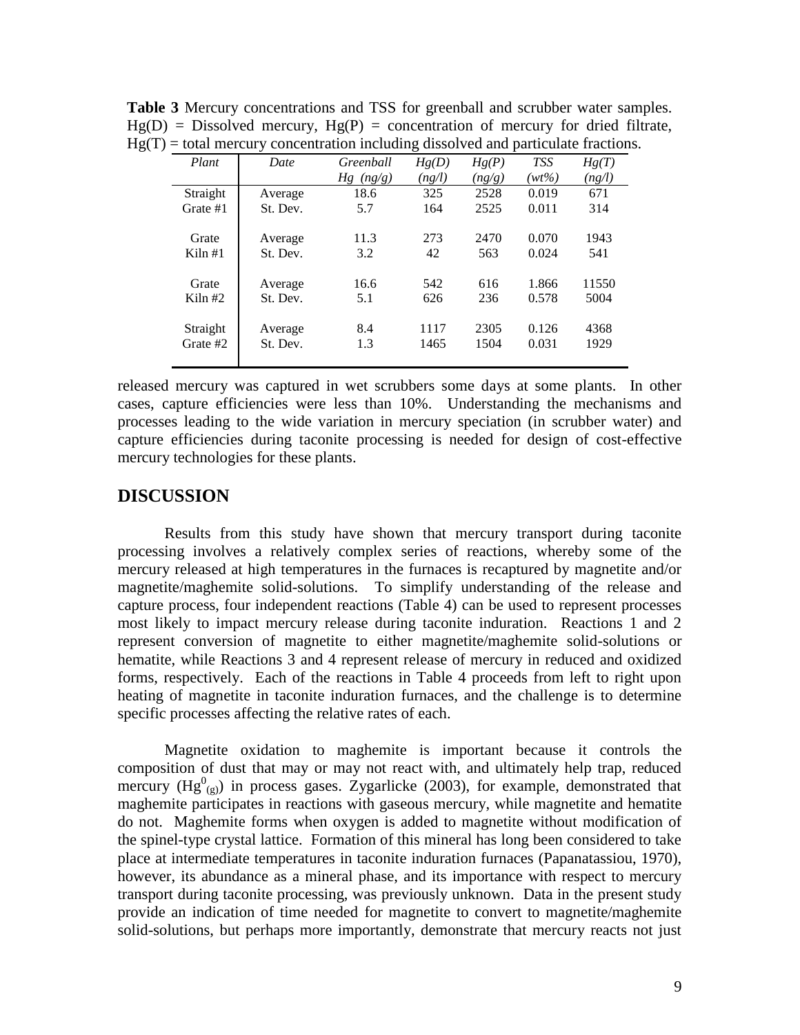**Table 3** Mercury concentrations and TSS for greenball and scrubber water samples. Hg(D) = Dissolved mercury, Hg(P) = concentration of mercury for dried filtrate, Hg(T) = total mercury concentration including dissolved and particulate fractions.

| *Plant* | *Date* | *Greenball Hg (ng/g)* | *Hg(D) (ng/l)* | *Hg(P) (ng/g)* | *TSS (wt%)* | *Hg(T) (ng/l)* |
|---|---|---|---|---|---|---|
| Straight Grate #1 | Average | 18.6 | 325 | 2528 | 0.019 | 671 |
| | St. Dev. | 5.7 | 164 | 2525 | 0.011 | 314 |
| Grate Kiln #1 | Average | 11.3 | 273 | 2470 | 0.070 | 1943 |
| | St. Dev. | 3.2 | 42 | 563 | 0.024 | 541 |
| Grate Kiln #2 | Average | 16.6 | 542 | 616 | 1.866 | 11550 |
| | St. Dev. | 5.1 | 626 | 236 | 0.578 | 5004 |
| Straight Grate #2 | Average | 8.4 | 1117 | 2305 | 0.126 | 4368 |
| | St. Dev. | 1.3 | 1465 | 1504 | 0.031 | 1929 |

released mercury was captured in wet scrubbers some days at some plants. In other cases, capture efficiencies were less than 10%. Understanding the mechanisms and processes leading to the wide variation in mercury speciation (in scrubber water) and capture efficiencies during taconite processing is needed for design of cost-effective mercury technologies for these plants.

## DISCUSSION

Results from this study have shown that mercury transport during taconite processing involves a relatively complex series of reactions, whereby some of the mercury released at high temperatures in the furnaces is recaptured by magnetite and/or magnetite/maghemite solid-solutions. To simplify understanding of the release and capture process, four independent reactions (Table 4) can be used to represent processes most likely to impact mercury release during taconite induration. Reactions 1 and 2 represent conversion of magnetite to either magnetite/maghemite solid-solutions or hematite, while Reactions 3 and 4 represent release of mercury in reduced and oxidized forms, respectively. Each of the reactions in Table 4 proceeds from left to right upon heating of magnetite in taconite induration furnaces, and the challenge is to determine specific processes affecting the relative rates of each.

Magnetite oxidation to maghemite is important because it controls the composition of dust that may or may not react with, and ultimately help trap, reduced mercury ($Hg^0_{(g)}$) in process gases. Zygarlicke (2003), for example, demonstrated that maghemite participates in reactions with gaseous mercury, while magnetite and hematite do not. Maghemite forms when oxygen is added to magnetite without modification of the spinel-type crystal lattice. Formation of this mineral has long been considered to take place at intermediate temperatures in taconite induration furnaces (Papanatassiou, 1970), however, its abundance as a mineral phase, and its importance with respect to mercury transport during taconite processing, was previously unknown. Data in the present study provide an indication of time needed for magnetite to convert to magnetite/maghemite solid-solutions, but perhaps more importantly, demonstrate that mercury reacts not just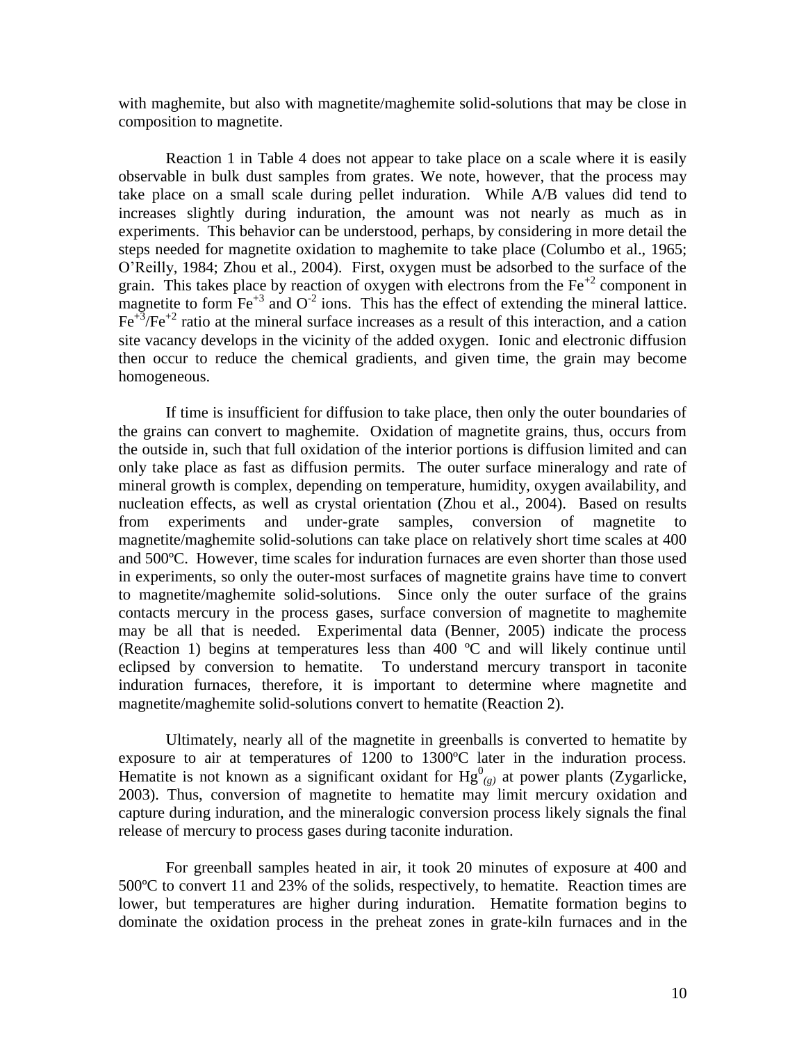with maghemite, but also with magnetite/maghemite solid-solutions that may be close in composition to magnetite.

Reaction 1 in Table 4 does not appear to take place on a scale where it is easily observable in bulk dust samples from grates. We note, however, that the process may take place on a small scale during pellet induration. While A/B values did tend to increases slightly during induration, the amount was not nearly as much as in experiments. This behavior can be understood, perhaps, by considering in more detail the steps needed for magnetite oxidation to maghemite to take place (Columbo et al., 1965; O'Reilly, 1984; Zhou et al., 2004). First, oxygen must be adsorbed to the surface of the grain. This takes place by reaction of oxygen with electrons from the $Fe^{+2}$ component in magnetite to form $Fe^{+3}$ and $O^{-2}$ ions. This has the effect of extending the mineral lattice. $Fe^{+3}/Fe^{+2}$ ratio at the mineral surface increases as a result of this interaction, and a cation site vacancy develops in the vicinity of the added oxygen. Ionic and electronic diffusion then occur to reduce the chemical gradients, and given time, the grain may become homogeneous.

If time is insufficient for diffusion to take place, then only the outer boundaries of the grains can convert to maghemite. Oxidation of magnetite grains, thus, occurs from the outside in, such that full oxidation of the interior portions is diffusion limited and can only take place as fast as diffusion permits. The outer surface mineralogy and rate of mineral growth is complex, depending on temperature, humidity, oxygen availability, and nucleation effects, as well as crystal orientation (Zhou et al., 2004). Based on results from experiments and under-grate samples, conversion of magnetite to magnetite/maghemite solid-solutions can take place on relatively short time scales at 400 and 500ºC. However, time scales for induration furnaces are even shorter than those used in experiments, so only the outer-most surfaces of magnetite grains have time to convert to magnetite/maghemite solid-solutions. Since only the outer surface of the grains contacts mercury in the process gases, surface conversion of magnetite to maghemite may be all that is needed. Experimental data (Benner, 2005) indicate the process (Reaction 1) begins at temperatures less than 400 ºC and will likely continue until eclipsed by conversion to hematite. To understand mercury transport in taconite induration furnaces, therefore, it is important to determine where magnetite and magnetite/maghemite solid-solutions convert to hematite (Reaction 2).

Ultimately, nearly all of the magnetite in greenballs is converted to hematite by exposure to air at temperatures of 1200 to 1300ºC later in the induration process. Hematite is not known as a significant oxidant for $Hg^0_{(g)}$ at power plants (Zygarlicke, 2003). Thus, conversion of magnetite to hematite may limit mercury oxidation and capture during induration, and the mineralogic conversion process likely signals the final release of mercury to process gases during taconite induration.

For greenball samples heated in air, it took 20 minutes of exposure at 400 and 500ºC to convert 11 and 23% of the solids, respectively, to hematite. Reaction times are lower, but temperatures are higher during induration. Hematite formation begins to dominate the oxidation process in the preheat zones in grate-kiln furnaces and in the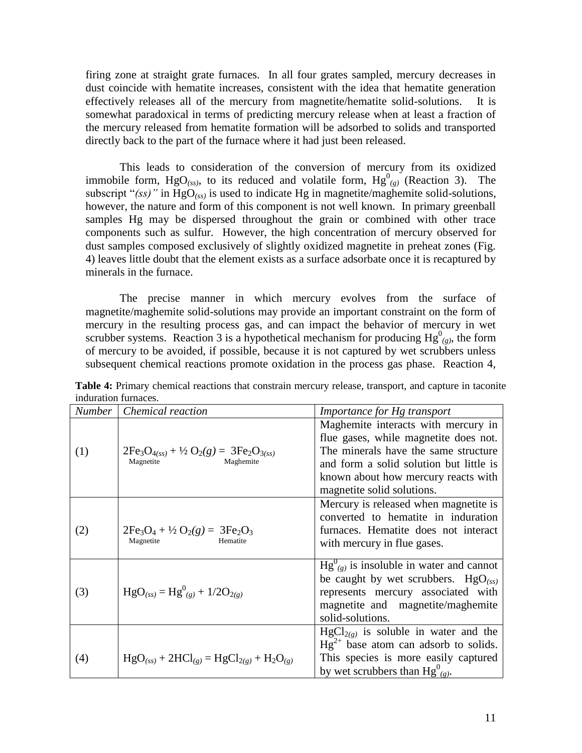firing zone at straight grate furnaces. In all four grates sampled, mercury decreases in dust coincide with hematite increases, consistent with the idea that hematite generation effectively releases all of the mercury from magnetite/hematite solid-solutions. It is somewhat paradoxical in terms of predicting mercury release when at least a fraction of the mercury released from hematite formation will be adsorbed to solids and transported directly back to the part of the furnace where it had just been released.

This leads to consideration of the conversion of mercury from its oxidized immobile form, $HgO_{(ss)}$, to its reduced and volatile form, $Hg^0_{(g)}$ (Reaction 3). The subscript "*(ss)"* in $HgO_{(ss)}$ is used to indicate Hg in magnetite/maghemite solid-solutions, however, the nature and form of this component is not well known. In primary greenball samples Hg may be dispersed throughout the grain or combined with other trace components such as sulfur. However, the high concentration of mercury observed for dust samples composed exclusively of slightly oxidized magnetite in preheat zones (Fig. 4) leaves little doubt that the element exists as a surface adsorbate once it is recaptured by minerals in the furnace.

The precise manner in which mercury evolves from the surface of magnetite/maghemite solid-solutions may provide an important constraint on the form of mercury in the resulting process gas, and can impact the behavior of mercury in wet scrubber systems. Reaction 3 is a hypothetical mechanism for producing $Hg^0_{(g)}$, the form of mercury to be avoided, if possible, because it is not captured by wet scrubbers unless subsequent chemical reactions promote oxidation in the process gas phase. Reaction 4,

**Table 4:** Primary chemical reactions that constrain mercury release, transport, and capture in taconite induration furnaces.

| *Number* | *Chemical reaction* | *Importance for Hg transport* |
|---|---|---|
| (1) | $2Fe_3O_{4(ss)} + ½ O_2(g) = 3Fe_2O_{3(ss)}$ (Magnetite → Maghemite) | Maghemite interacts with mercury in flue gases, while magnetite does not. The minerals have the same structure and form a solid solution but little is known about how mercury reacts with magnetite solid solutions. |
| (2) | $2Fe_3O_4 + ½ O_2(g) = 3Fe_2O_3$ (Magnetite → Hematite) | Mercury is released when magnetite is converted to hematite in induration furnaces. Hematite does not interact with mercury in flue gases. |
| (3) | $HgO_{(ss)} = Hg^0_{(g)} + 1/2O_{2(g)}$ | $Hg^0_{(g)}$ is insoluble in water and cannot be caught by wet scrubbers. $HgO_{(ss)}$ represents mercury associated with magnetite and magnetite/maghemite solid-solutions. |
| (4) | $HgO_{(ss)} + 2HCl_{(g)} = HgCl_{2(g)} + H_2O_{(g)}$ | $HgCl_{2(g)}$ is soluble in water and the $Hg^{2+}$ base atom can adsorb to solids. This species is more easily captured by wet scrubbers than $Hg^0_{(g)}$. |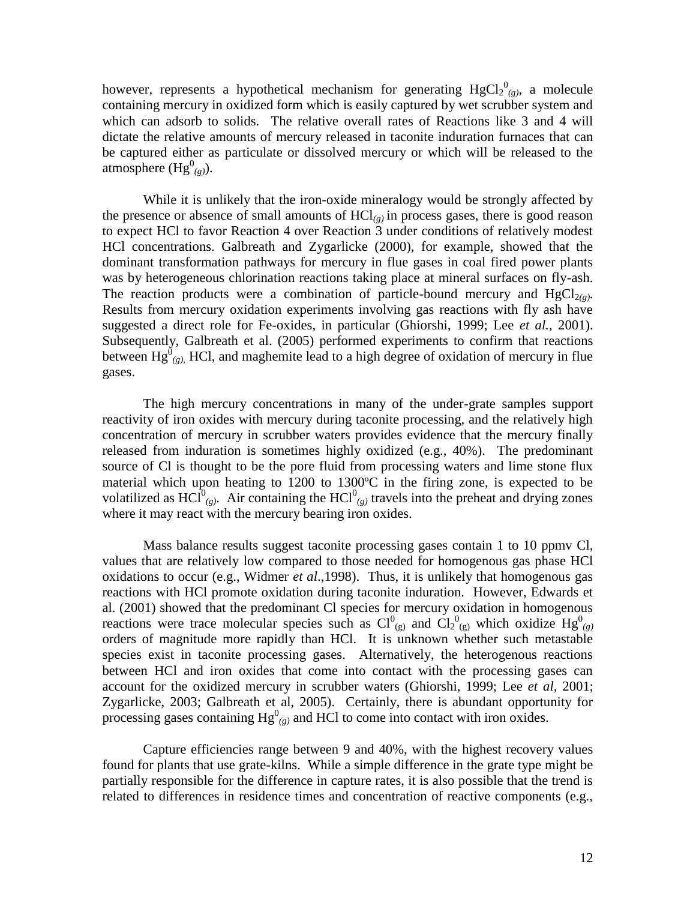however, represents a hypothetical mechanism for generating $HgCl_2{}^0{}_{(g)}$, a molecule containing mercury in oxidized form which is easily captured by wet scrubber system and which can adsorb to solids. The relative overall rates of Reactions like 3 and 4 will dictate the relative amounts of mercury released in taconite induration furnaces that can be captured either as particulate or dissolved mercury or which will be released to the atmosphere ($Hg^0{}_{(g)}$).

While it is unlikely that the iron-oxide mineralogy would be strongly affected by the presence or absence of small amounts of $HCl_{(g)}$ in process gases, there is good reason to expect HCl to favor Reaction 4 over Reaction 3 under conditions of relatively modest HCl concentrations. Galbreath and Zygarlicke (2000), for example, showed that the dominant transformation pathways for mercury in flue gases in coal fired power plants was by heterogeneous chlorination reactions taking place at mineral surfaces on fly-ash. The reaction products were a combination of particle-bound mercury and $HgCl_{2(g)}$. Results from mercury oxidation experiments involving gas reactions with fly ash have suggested a direct role for Fe-oxides, in particular (Ghiorshi, 1999; Lee *et al.,* 2001). Subsequently, Galbreath et al. (2005) performed experiments to confirm that reactions between $Hg^0{}_{(g)}$, HCl, and maghemite lead to a high degree of oxidation of mercury in flue gases.

The high mercury concentrations in many of the under-grate samples support reactivity of iron oxides with mercury during taconite processing, and the relatively high concentration of mercury in scrubber waters provides evidence that the mercury finally released from induration is sometimes highly oxidized (e.g., 40%). The predominant source of Cl is thought to be the pore fluid from processing waters and lime stone flux material which upon heating to 1200 to 1300ºC in the firing zone, is expected to be volatilized as $HCl^0{}_{(g)}$. Air containing the $HCl^0{}_{(g)}$ travels into the preheat and drying zones where it may react with the mercury bearing iron oxides.

Mass balance results suggest taconite processing gases contain 1 to 10 ppmv Cl, values that are relatively low compared to those needed for homogenous gas phase HCl oxidations to occur (e.g., Widmer *et al.*,1998). Thus, it is unlikely that homogenous gas reactions with HCl promote oxidation during taconite induration. However, Edwards et al. (2001) showed that the predominant Cl species for mercury oxidation in homogenous reactions were trace molecular species such as $Cl^0{}_{(g)}$ and $Cl_2{}^0{}_{(g)}$ which oxidize $Hg^0{}_{(g)}$ orders of magnitude more rapidly than HCl. It is unknown whether such metastable species exist in taconite processing gases. Alternatively, the heterogenous reactions between HCl and iron oxides that come into contact with the processing gases can account for the oxidized mercury in scrubber waters (Ghiorshi, 1999; Lee *et al*, 2001; Zygarlicke, 2003; Galbreath et al, 2005). Certainly, there is abundant opportunity for processing gases containing $Hg^0{}_{(g)}$ and HCl to come into contact with iron oxides.

Capture efficiencies range between 9 and 40%, with the highest recovery values found for plants that use grate-kilns. While a simple difference in the grate type might be partially responsible for the difference in capture rates, it is also possible that the trend is related to differences in residence times and concentration of reactive components (e.g.,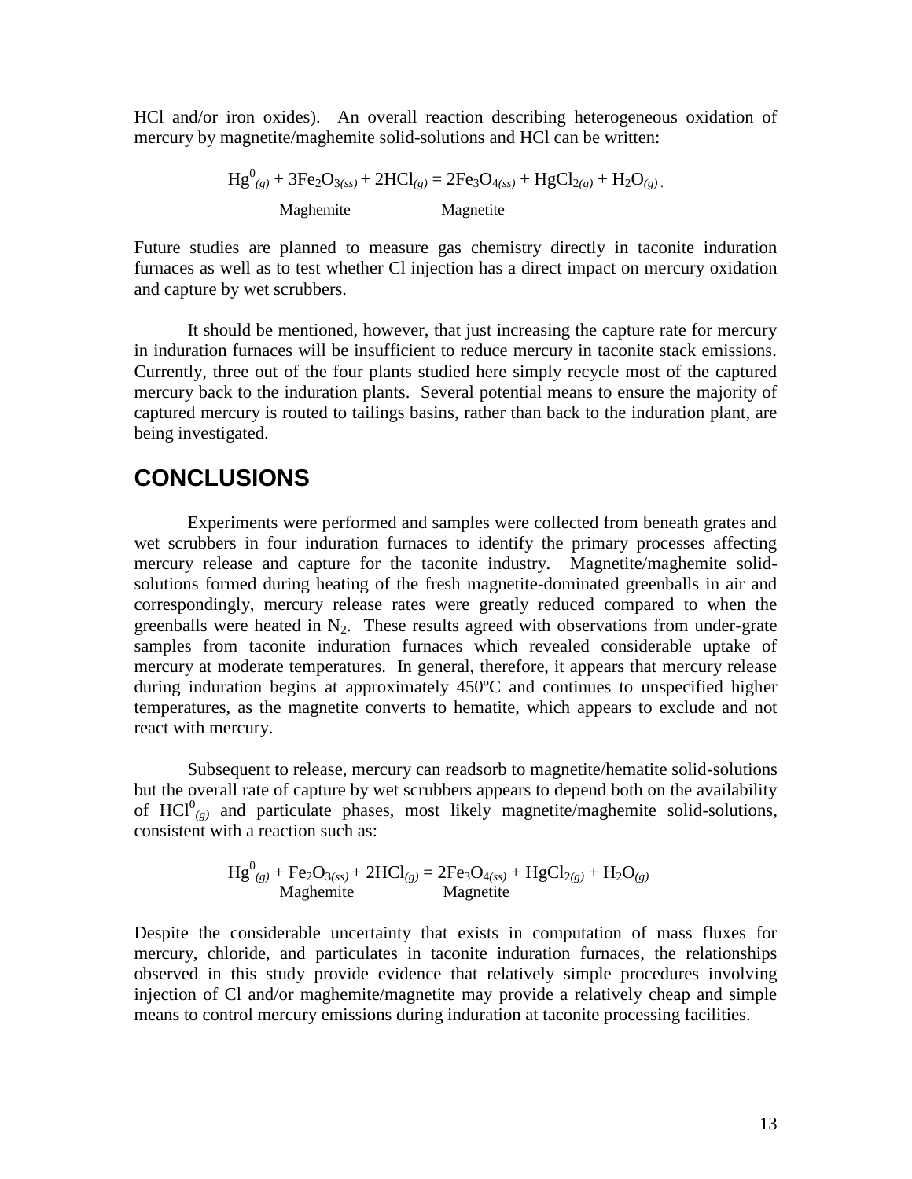HCl and/or iron oxides). An overall reaction describing heterogeneous oxidation of mercury by magnetite/maghemite solid-solutions and HCl can be written:

$$\underset{\phantom{Maghemite}}{Hg^0_{(g)}} + \underset{\text{Maghemite}}{3Fe_2O_{3(ss)}} + 2HCl_{(g)} = \underset{\text{Magnetite}}{2Fe_3O_{4(ss)}} + HgCl_{2(g)} + H_2O_{(g)}.$$

Future studies are planned to measure gas chemistry directly in taconite induration furnaces as well as to test whether Cl injection has a direct impact on mercury oxidation and capture by wet scrubbers.

It should be mentioned, however, that just increasing the capture rate for mercury in induration furnaces will be insufficient to reduce mercury in taconite stack emissions. Currently, three out of the four plants studied here simply recycle most of the captured mercury back to the induration plants. Several potential means to ensure the majority of captured mercury is routed to tailings basins, rather than back to the induration plant, are being investigated.

## CONCLUSIONS

Experiments were performed and samples were collected from beneath grates and wet scrubbers in four induration furnaces to identify the primary processes affecting mercury release and capture for the taconite industry. Magnetite/maghemite solid-solutions formed during heating of the fresh magnetite-dominated greenballs in air and correspondingly, mercury release rates were greatly reduced compared to when the greenballs were heated in $N_2$. These results agreed with observations from under-grate samples from taconite induration furnaces which revealed considerable uptake of mercury at moderate temperatures. In general, therefore, it appears that mercury release during induration begins at approximately 450ºC and continues to unspecified higher temperatures, as the magnetite converts to hematite, which appears to exclude and not react with mercury.

Subsequent to release, mercury can readsorb to magnetite/hematite solid-solutions but the overall rate of capture by wet scrubbers appears to depend both on the availability of $HCl^0_{(g)}$ and particulate phases, most likely magnetite/maghemite solid-solutions, consistent with a reaction such as:

$$Hg^0_{(g)} + \underset{\text{Maghemite}}{Fe_2O_{3(ss)}} + 2HCl_{(g)} = \underset{\text{Magnetite}}{2Fe_3O_{4(ss)}} + HgCl_{2(g)} + H_2O_{(g)}$$

Despite the considerable uncertainty that exists in computation of mass fluxes for mercury, chloride, and particulates in taconite induration furnaces, the relationships observed in this study provide evidence that relatively simple procedures involving injection of Cl and/or maghemite/magnetite may provide a relatively cheap and simple means to control mercury emissions during induration at taconite processing facilities.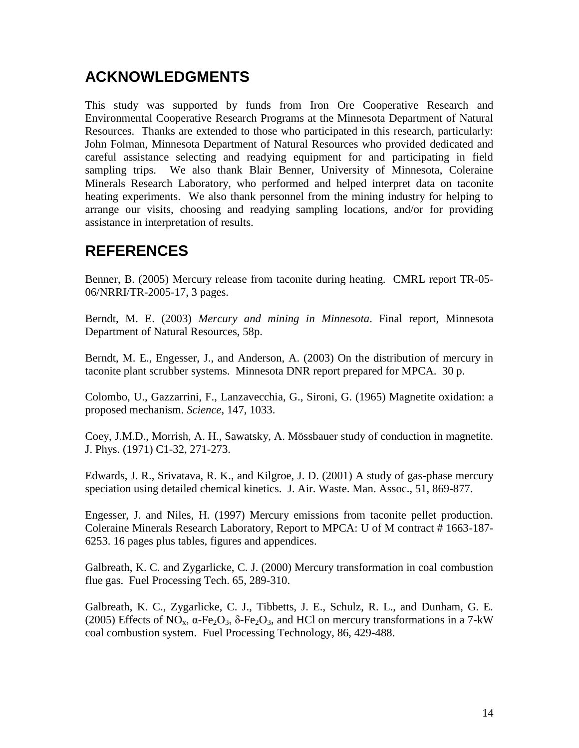## ACKNOWLEDGMENTS

This study was supported by funds from Iron Ore Cooperative Research and Environmental Cooperative Research Programs at the Minnesota Department of Natural Resources. Thanks are extended to those who participated in this research, particularly: John Folman, Minnesota Department of Natural Resources who provided dedicated and careful assistance selecting and readying equipment for and participating in field sampling trips. We also thank Blair Benner, University of Minnesota, Coleraine Minerals Research Laboratory, who performed and helped interpret data on taconite heating experiments. We also thank personnel from the mining industry for helping to arrange our visits, choosing and readying sampling locations, and/or for providing assistance in interpretation of results.

## REFERENCES

Benner, B. (2005) Mercury release from taconite during heating. CMRL report TR-05-06/NRRI/TR-2005-17, 3 pages.

Berndt, M. E. (2003) *Mercury and mining in Minnesota*. Final report, Minnesota Department of Natural Resources, 58p.

Berndt, M. E., Engesser, J., and Anderson, A. (2003) On the distribution of mercury in taconite plant scrubber systems. Minnesota DNR report prepared for MPCA. 30 p.

Colombo, U., Gazzarrini, F., Lanzavecchia, G., Sironi, G. (1965) Magnetite oxidation: a proposed mechanism. *Science*, 147, 1033.

Coey, J.M.D., Morrish, A. H., Sawatsky, A. Mössbauer study of conduction in magnetite. J. Phys. (1971) C1-32, 271-273.

Edwards, J. R., Srivatava, R. K., and Kilgroe, J. D. (2001) A study of gas-phase mercury speciation using detailed chemical kinetics. J. Air. Waste. Man. Assoc., 51, 869-877.

Engesser, J. and Niles, H. (1997) Mercury emissions from taconite pellet production. Coleraine Minerals Research Laboratory, Report to MPCA: U of M contract # 1663-187-6253. 16 pages plus tables, figures and appendices.

Galbreath, K. C. and Zygarlicke, C. J. (2000) Mercury transformation in coal combustion flue gas. Fuel Processing Tech. 65, 289-310.

Galbreath, K. C., Zygarlicke, C. J., Tibbetts, J. E., Schulz, R. L., and Dunham, G. E. (2005) Effects of $NO_x$, $\alpha$-$Fe_2O_3$, $\delta$-$Fe_2O_3$, and HCl on mercury transformations in a 7-kW coal combustion system. Fuel Processing Technology, 86, 429-488.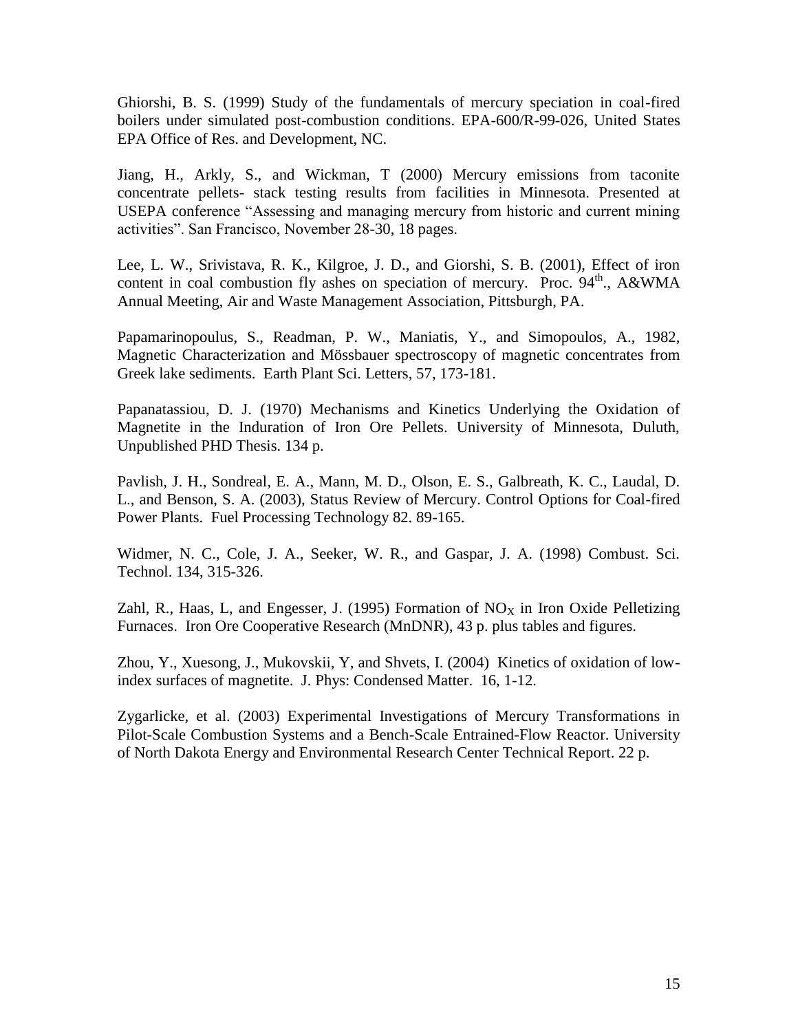Ghiorshi, B. S. (1999) Study of the fundamentals of mercury speciation in coal-fired boilers under simulated post-combustion conditions. EPA-600/R-99-026, United States EPA Office of Res. and Development, NC.

Jiang, H., Arkly, S., and Wickman, T (2000) Mercury emissions from taconite concentrate pellets- stack testing results from facilities in Minnesota. Presented at USEPA conference "Assessing and managing mercury from historic and current mining activities". San Francisco, November 28-30, 18 pages.

Lee, L. W., Srivistava, R. K., Kilgroe, J. D., and Giorshi, S. B. (2001), Effect of iron content in coal combustion fly ashes on speciation of mercury. Proc. 94$^{th}$., A&WMA Annual Meeting, Air and Waste Management Association, Pittsburgh, PA.

Papamarinopoulus, S., Readman, P. W., Maniatis, Y., and Simopoulos, A., 1982, Magnetic Characterization and Mössbauer spectroscopy of magnetic concentrates from Greek lake sediments. Earth Plant Sci. Letters, 57, 173-181.

Papanatassiou, D. J. (1970) Mechanisms and Kinetics Underlying the Oxidation of Magnetite in the Induration of Iron Ore Pellets. University of Minnesota, Duluth, Unpublished PHD Thesis. 134 p.

Pavlish, J. H., Sondreal, E. A., Mann, M. D., Olson, E. S., Galbreath, K. C., Laudal, D. L., and Benson, S. A. (2003), Status Review of Mercury. Control Options for Coal-fired Power Plants. Fuel Processing Technology 82. 89-165.

Widmer, N. C., Cole, J. A., Seeker, W. R., and Gaspar, J. A. (1998) Combust. Sci. Technol. 134, 315-326.

Zahl, R., Haas, L, and Engesser, J. (1995) Formation of $NO_X$ in Iron Oxide Pelletizing Furnaces. Iron Ore Cooperative Research (MnDNR), 43 p. plus tables and figures.

Zhou, Y., Xuesong, J., Mukovskii, Y, and Shvets, I. (2004) Kinetics of oxidation of low-index surfaces of magnetite. J. Phys: Condensed Matter. 16, 1-12.

Zygarlicke, et al. (2003) Experimental Investigations of Mercury Transformations in Pilot-Scale Combustion Systems and a Bench-Scale Entrained-Flow Reactor. University of North Dakota Energy and Environmental Research Center Technical Report. 22 p.